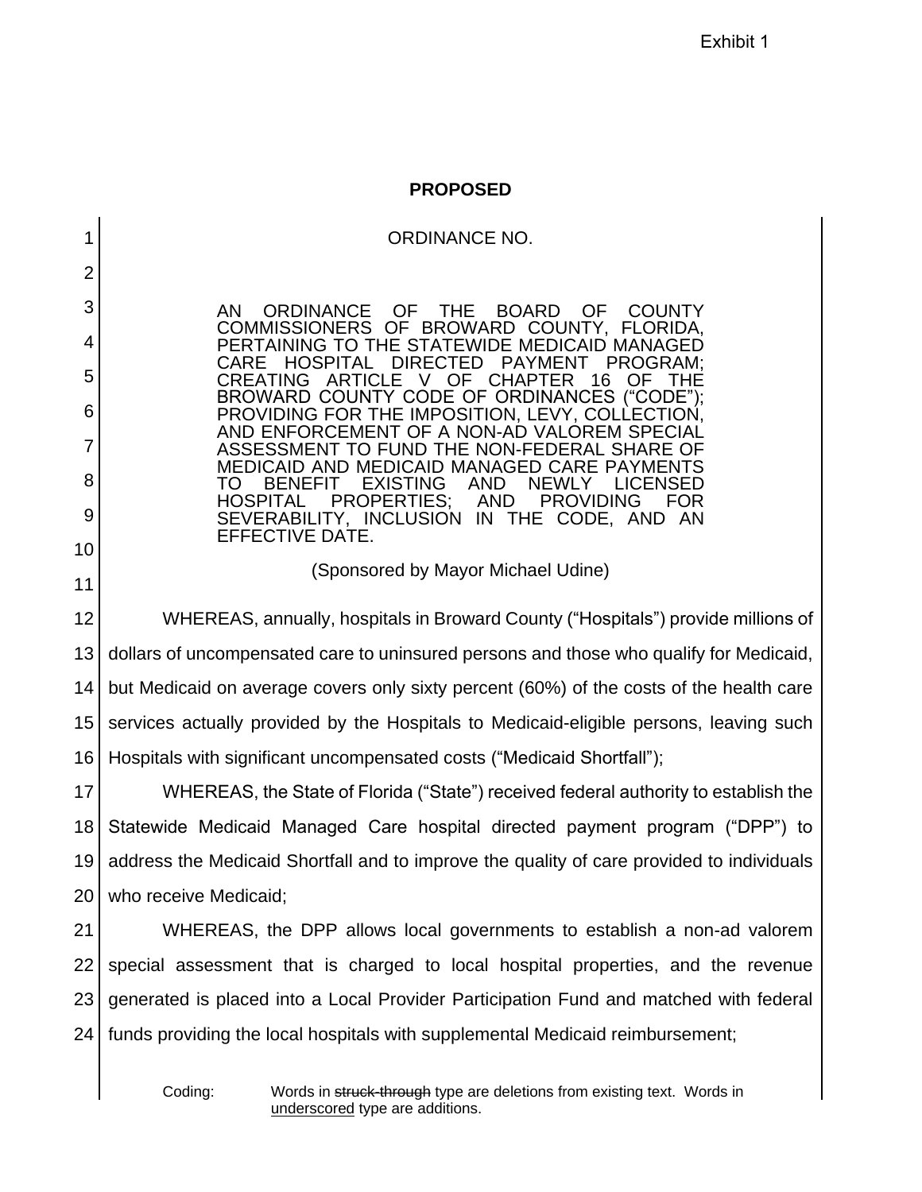Exhibit 1

**PROPOSED**

ORDINANCE NO.

AN ORDINANCE OF THE BOARD OF COUNTY COMMISSIONERS OF BROWARD COUNTY, FLORIDA, PERTAINING TO THE STATEWIDE MEDICAID MANAGED CARE HOSPITAL DIRECTED PAYMENT PROGRAM; CREATING ARTICLE V OF CHAPTER 16 OF THE BROWARD COUNTY CODE OF ORDINANCES ("CODE"); PROVIDING FOR THE IMPOSITION, LEVY, COLLECTION, AND ENFORCEMENT OF A NON-AD VALOREM SPECIAL ASSESSMENT TO FUND THE NON-FEDERAL SHARE OF MEDICAID AND MEDICAID MANAGED CARE PAYMENTS TO BENEFIT EXISTING AND NEWLY LICENSED HOSPITAL PROPERTIES; AND PROVIDING FOR SEVERABILITY, INCLUSION IN THE CODE, AND AN EFFECTIVE DATE.

(Sponsored by Mayor Michael Udine)

WHEREAS, annually, hospitals in Broward County ("Hospitals") provide millions of dollars of uncompensated care to uninsured persons and those who qualify for Medicaid, but Medicaid on average covers only sixty percent (60%) of the costs of the health care services actually provided by the Hospitals to Medicaid-eligible persons, leaving such Hospitals with significant uncompensated costs ("Medicaid Shortfall");

WHEREAS, the State of Florida ("State") received federal authority to establish the Statewide Medicaid Managed Care hospital directed payment program ("DPP") to address the Medicaid Shortfall and to improve the quality of care provided to individuals who receive Medicaid;

WHEREAS, the DPP allows local governments to establish a non-ad valorem special assessment that is charged to local hospital properties, and the revenue generated is placed into a Local Provider Participation Fund and matched with federal funds providing the local hospitals with supplemental Medicaid reimbursement;

Coding: Words in ~~struck-through~~ type are deletions from existing text. Words in underscored type are additions.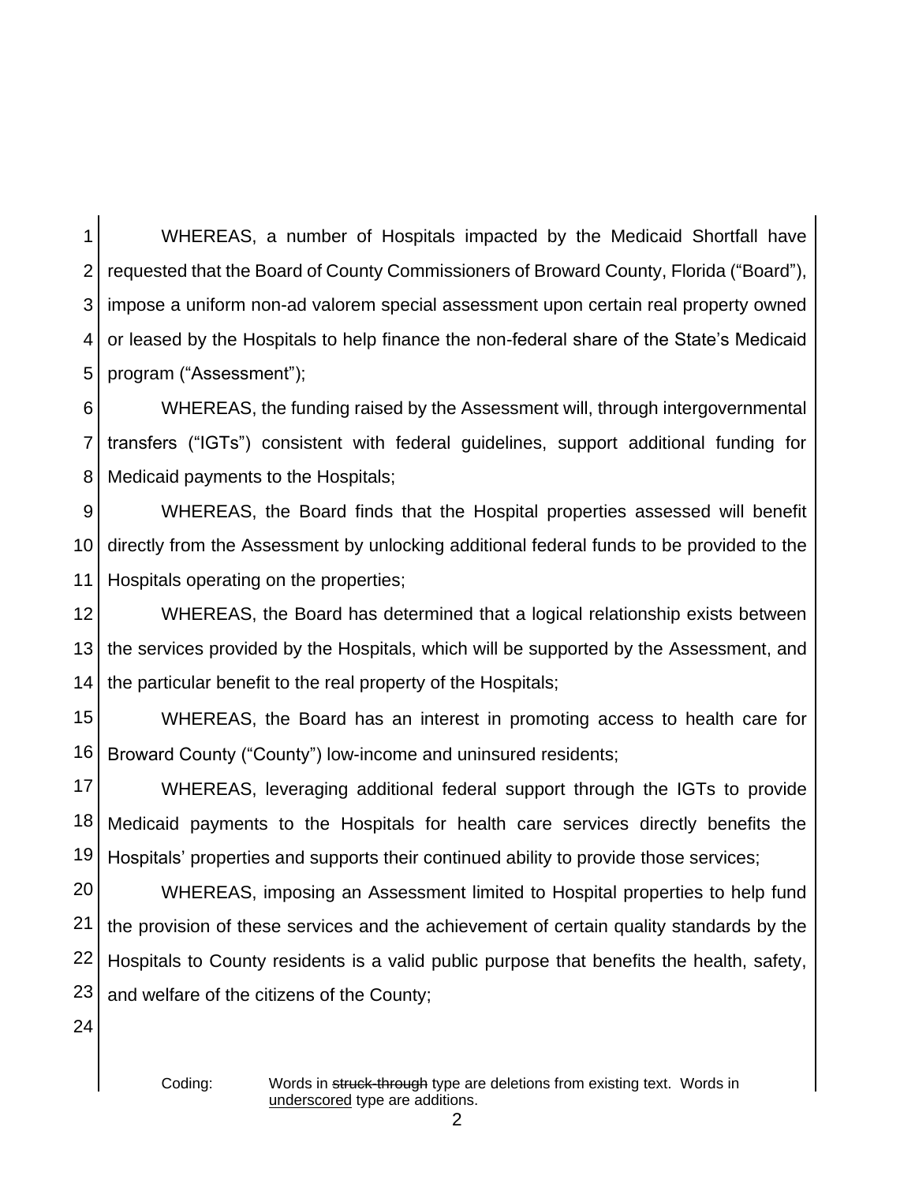WHEREAS, a number of Hospitals impacted by the Medicaid Shortfall have requested that the Board of County Commissioners of Broward County, Florida ("Board"), impose a uniform non-ad valorem special assessment upon certain real property owned or leased by the Hospitals to help finance the non-federal share of the State's Medicaid program ("Assessment");

WHEREAS, the funding raised by the Assessment will, through intergovernmental transfers ("IGTs") consistent with federal guidelines, support additional funding for Medicaid payments to the Hospitals;

WHEREAS, the Board finds that the Hospital properties assessed will benefit directly from the Assessment by unlocking additional federal funds to be provided to the Hospitals operating on the properties;

WHEREAS, the Board has determined that a logical relationship exists between the services provided by the Hospitals, which will be supported by the Assessment, and the particular benefit to the real property of the Hospitals;

WHEREAS, the Board has an interest in promoting access to health care for Broward County ("County") low-income and uninsured residents;

WHEREAS, leveraging additional federal support through the IGTs to provide Medicaid payments to the Hospitals for health care services directly benefits the Hospitals' properties and supports their continued ability to provide those services;

WHEREAS, imposing an Assessment limited to Hospital properties to help fund the provision of these services and the achievement of certain quality standards by the Hospitals to County residents is a valid public purpose that benefits the health, safety, and welfare of the citizens of the County;

Coding: Words in ~~struck-through~~ type are deletions from existing text. Words in underscored type are additions.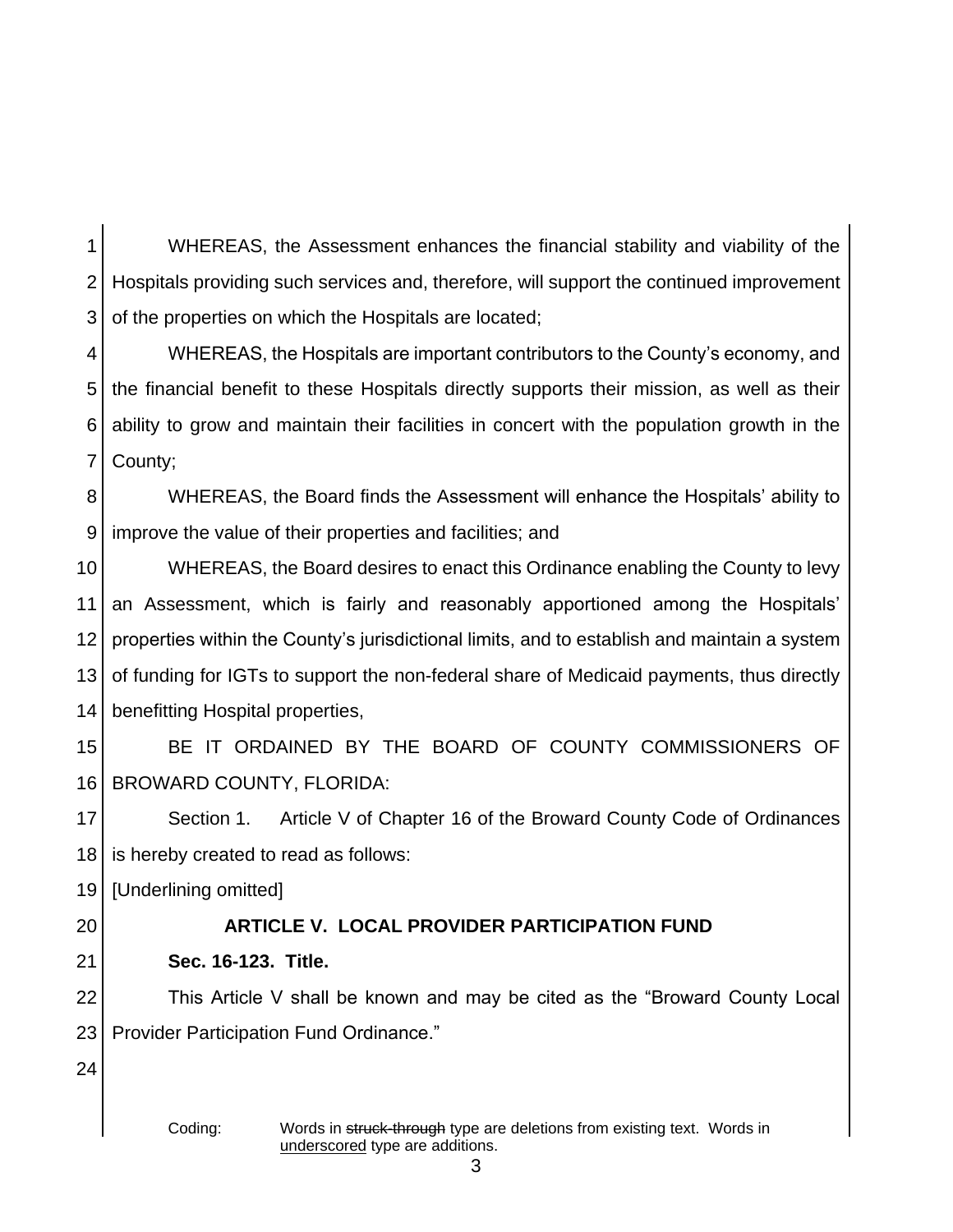WHEREAS, the Assessment enhances the financial stability and viability of the Hospitals providing such services and, therefore, will support the continued improvement of the properties on which the Hospitals are located;

WHEREAS, the Hospitals are important contributors to the County's economy, and the financial benefit to these Hospitals directly supports their mission, as well as their ability to grow and maintain their facilities in concert with the population growth in the County;

WHEREAS, the Board finds the Assessment will enhance the Hospitals' ability to improve the value of their properties and facilities; and

WHEREAS, the Board desires to enact this Ordinance enabling the County to levy an Assessment, which is fairly and reasonably apportioned among the Hospitals' properties within the County's jurisdictional limits, and to establish and maintain a system of funding for IGTs to support the non-federal share of Medicaid payments, thus directly benefitting Hospital properties,

BE IT ORDAINED BY THE BOARD OF COUNTY COMMISSIONERS OF BROWARD COUNTY, FLORIDA:

Section 1. Article V of Chapter 16 of the Broward County Code of Ordinances is hereby created to read as follows:

[Underlining omitted]

## ARTICLE V. LOCAL PROVIDER PARTICIPATION FUND

### Sec. 16-123. Title.

This Article V shall be known and may be cited as the "Broward County Local Provider Participation Fund Ordinance."

Coding: Words in ~~struck-through~~ type are deletions from existing text. Words in underscored type are additions.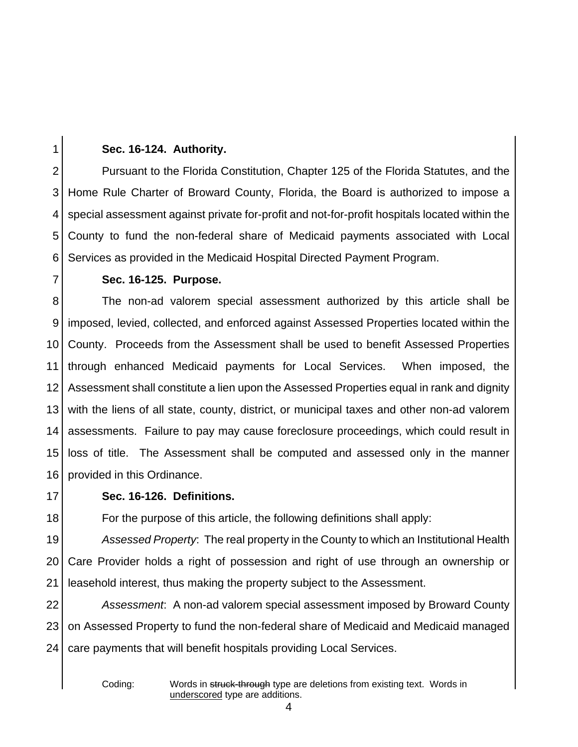**Sec. 16-124. Authority.**

Pursuant to the Florida Constitution, Chapter 125 of the Florida Statutes, and the Home Rule Charter of Broward County, Florida, the Board is authorized to impose a special assessment against private for-profit and not-for-profit hospitals located within the County to fund the non-federal share of Medicaid payments associated with Local Services as provided in the Medicaid Hospital Directed Payment Program.

**Sec. 16-125. Purpose.**

The non-ad valorem special assessment authorized by this article shall be imposed, levied, collected, and enforced against Assessed Properties located within the County. Proceeds from the Assessment shall be used to benefit Assessed Properties through enhanced Medicaid payments for Local Services. When imposed, the Assessment shall constitute a lien upon the Assessed Properties equal in rank and dignity with the liens of all state, county, district, or municipal taxes and other non-ad valorem assessments. Failure to pay may cause foreclosure proceedings, which could result in loss of title. The Assessment shall be computed and assessed only in the manner provided in this Ordinance.

**Sec. 16-126. Definitions.**

For the purpose of this article, the following definitions shall apply:

*Assessed Property*: The real property in the County to which an Institutional Health Care Provider holds a right of possession and right of use through an ownership or leasehold interest, thus making the property subject to the Assessment.

*Assessment*: A non-ad valorem special assessment imposed by Broward County on Assessed Property to fund the non-federal share of Medicaid and Medicaid managed care payments that will benefit hospitals providing Local Services.

Coding: Words in ~~struck-through~~ type are deletions from existing text. Words in underscored type are additions.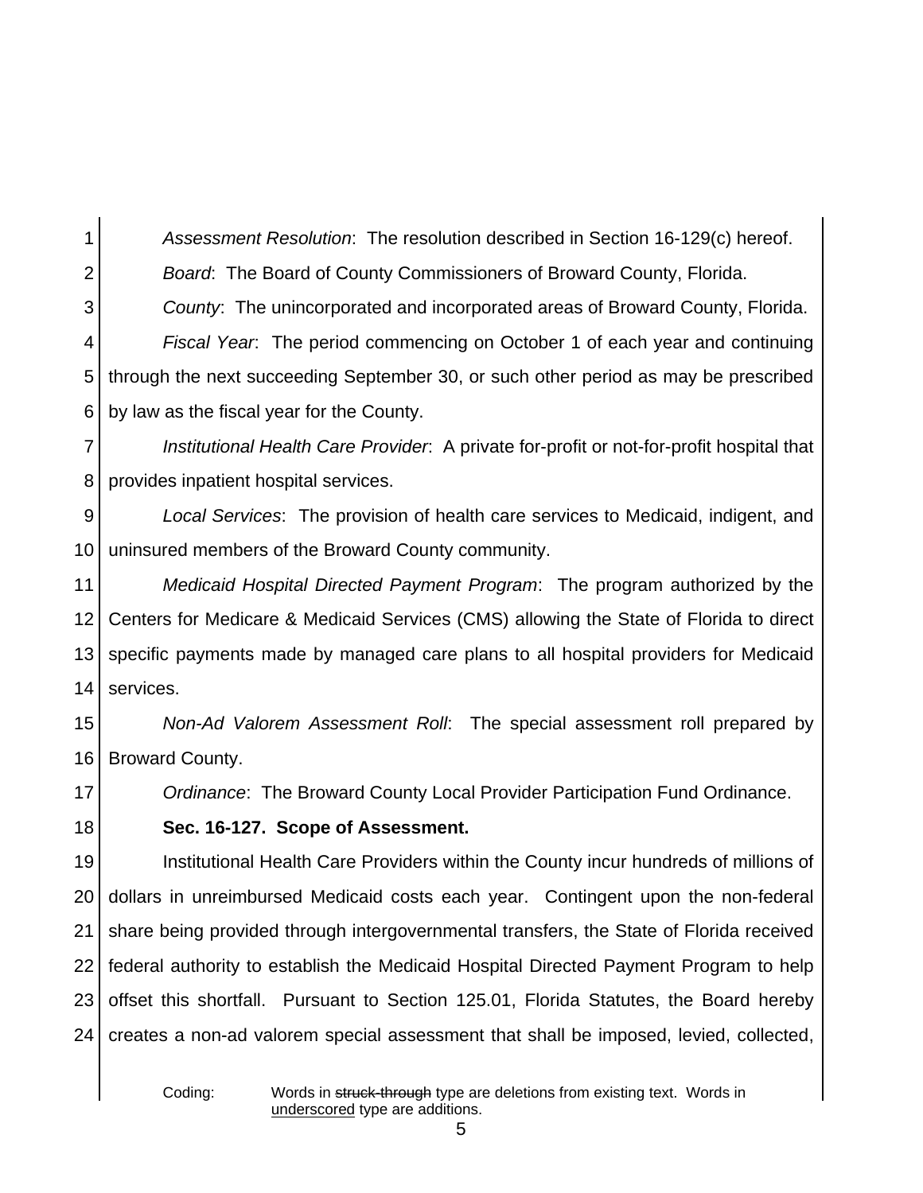*Assessment Resolution*: The resolution described in Section 16-129(c) hereof.

*Board*: The Board of County Commissioners of Broward County, Florida.

*County*: The unincorporated and incorporated areas of Broward County, Florida.

*Fiscal Year*: The period commencing on October 1 of each year and continuing through the next succeeding September 30, or such other period as may be prescribed by law as the fiscal year for the County.

*Institutional Health Care Provider*: A private for-profit or not-for-profit hospital that provides inpatient hospital services.

*Local Services*: The provision of health care services to Medicaid, indigent, and uninsured members of the Broward County community.

*Medicaid Hospital Directed Payment Program*: The program authorized by the Centers for Medicare & Medicaid Services (CMS) allowing the State of Florida to direct specific payments made by managed care plans to all hospital providers for Medicaid services.

*Non-Ad Valorem Assessment Roll*: The special assessment roll prepared by Broward County.

*Ordinance*: The Broward County Local Provider Participation Fund Ordinance.

**Sec. 16-127. Scope of Assessment.**

Institutional Health Care Providers within the County incur hundreds of millions of dollars in unreimbursed Medicaid costs each year. Contingent upon the non-federal share being provided through intergovernmental transfers, the State of Florida received federal authority to establish the Medicaid Hospital Directed Payment Program to help offset this shortfall. Pursuant to Section 125.01, Florida Statutes, the Board hereby creates a non-ad valorem special assessment that shall be imposed, levied, collected,

Coding: Words in ~~struck-through~~ type are deletions from existing text. Words in underscored type are additions.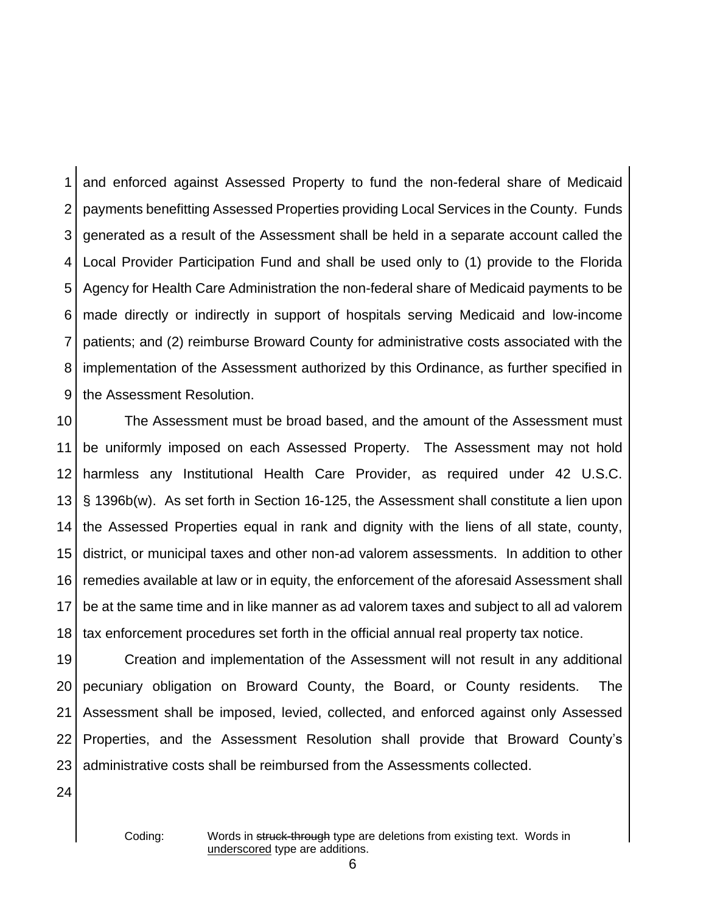and enforced against Assessed Property to fund the non-federal share of Medicaid payments benefitting Assessed Properties providing Local Services in the County. Funds generated as a result of the Assessment shall be held in a separate account called the Local Provider Participation Fund and shall be used only to (1) provide to the Florida Agency for Health Care Administration the non-federal share of Medicaid payments to be made directly or indirectly in support of hospitals serving Medicaid and low-income patients; and (2) reimburse Broward County for administrative costs associated with the implementation of the Assessment authorized by this Ordinance, as further specified in the Assessment Resolution.

The Assessment must be broad based, and the amount of the Assessment must be uniformly imposed on each Assessed Property. The Assessment may not hold harmless any Institutional Health Care Provider, as required under 42 U.S.C. § 1396b(w). As set forth in Section 16-125, the Assessment shall constitute a lien upon the Assessed Properties equal in rank and dignity with the liens of all state, county, district, or municipal taxes and other non-ad valorem assessments. In addition to other remedies available at law or in equity, the enforcement of the aforesaid Assessment shall be at the same time and in like manner as ad valorem taxes and subject to all ad valorem tax enforcement procedures set forth in the official annual real property tax notice.

Creation and implementation of the Assessment will not result in any additional pecuniary obligation on Broward County, the Board, or County residents. The Assessment shall be imposed, levied, collected, and enforced against only Assessed Properties, and the Assessment Resolution shall provide that Broward County's administrative costs shall be reimbursed from the Assessments collected.

Coding: Words in ~~struck-through~~ type are deletions from existing text. Words in <u>underscored</u> type are additions.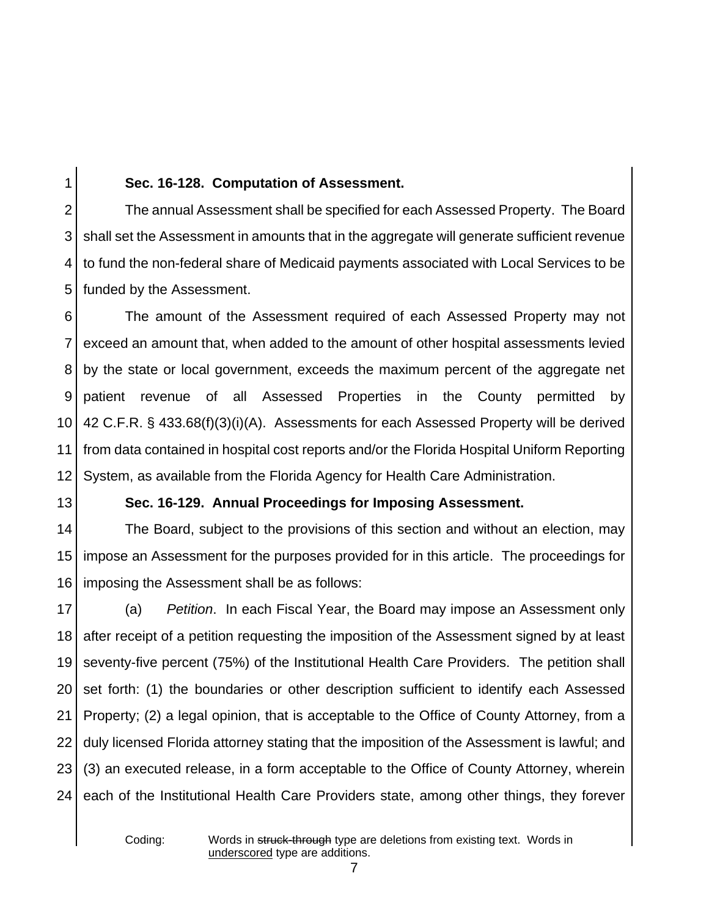**Sec. 16-128. Computation of Assessment.**

The annual Assessment shall be specified for each Assessed Property. The Board shall set the Assessment in amounts that in the aggregate will generate sufficient revenue to fund the non-federal share of Medicaid payments associated with Local Services to be funded by the Assessment.

The amount of the Assessment required of each Assessed Property may not exceed an amount that, when added to the amount of other hospital assessments levied by the state or local government, exceeds the maximum percent of the aggregate net patient revenue of all Assessed Properties in the County permitted by 42 C.F.R. § 433.68(f)(3)(i)(A). Assessments for each Assessed Property will be derived from data contained in hospital cost reports and/or the Florida Hospital Uniform Reporting System, as available from the Florida Agency for Health Care Administration.

**Sec. 16-129. Annual Proceedings for Imposing Assessment.**

The Board, subject to the provisions of this section and without an election, may impose an Assessment for the purposes provided for in this article. The proceedings for imposing the Assessment shall be as follows:

(a) *Petition*. In each Fiscal Year, the Board may impose an Assessment only after receipt of a petition requesting the imposition of the Assessment signed by at least seventy-five percent (75%) of the Institutional Health Care Providers. The petition shall set forth: (1) the boundaries or other description sufficient to identify each Assessed Property; (2) a legal opinion, that is acceptable to the Office of County Attorney, from a duly licensed Florida attorney stating that the imposition of the Assessment is lawful; and (3) an executed release, in a form acceptable to the Office of County Attorney, wherein each of the Institutional Health Care Providers state, among other things, they forever

Coding: Words in ~~struck-through~~ type are deletions from existing text. Words in <u>underscored</u> type are additions.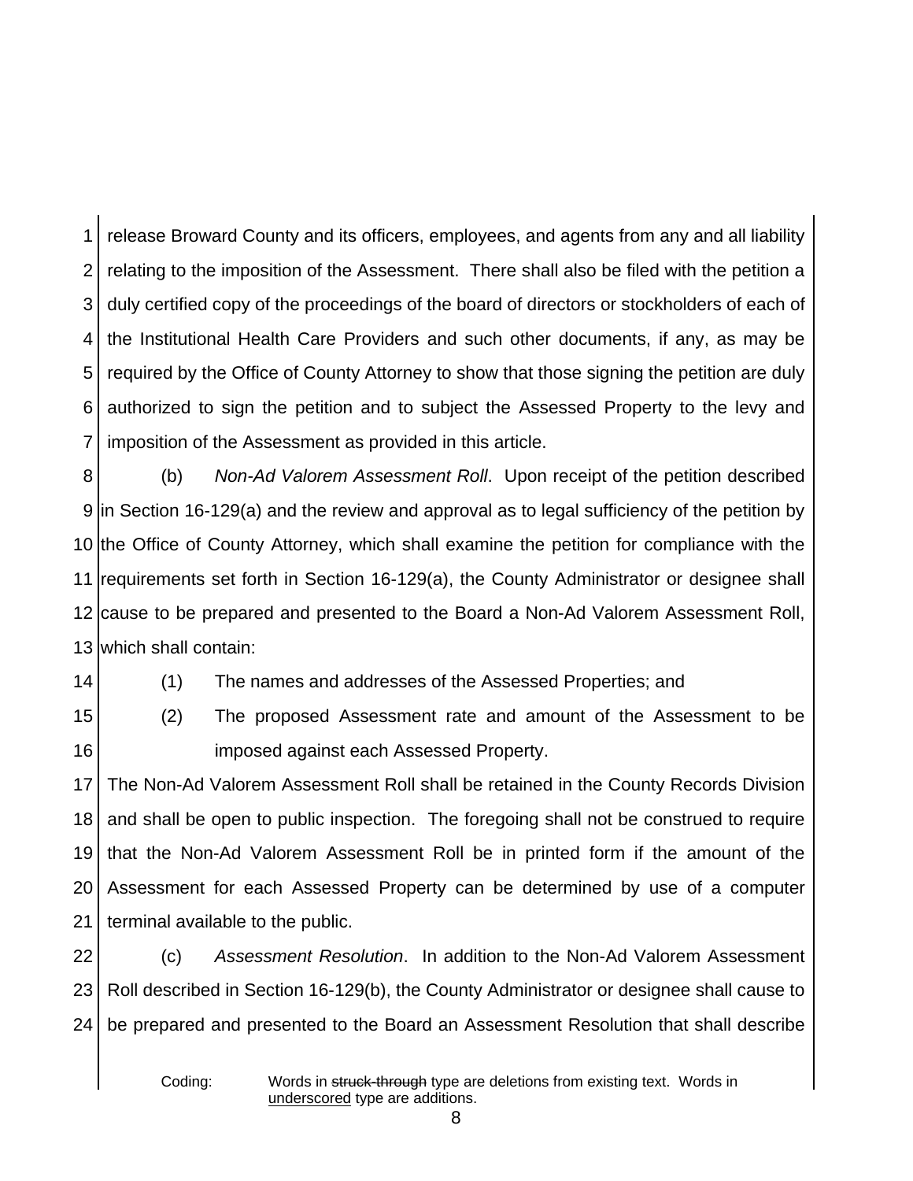release Broward County and its officers, employees, and agents from any and all liability relating to the imposition of the Assessment. There shall also be filed with the petition a duly certified copy of the proceedings of the board of directors or stockholders of each of the Institutional Health Care Providers and such other documents, if any, as may be required by the Office of County Attorney to show that those signing the petition are duly authorized to sign the petition and to subject the Assessed Property to the levy and imposition of the Assessment as provided in this article.

(b) *Non-Ad Valorem Assessment Roll*. Upon receipt of the petition described in Section 16-129(a) and the review and approval as to legal sufficiency of the petition by the Office of County Attorney, which shall examine the petition for compliance with the requirements set forth in Section 16-129(a), the County Administrator or designee shall cause to be prepared and presented to the Board a Non-Ad Valorem Assessment Roll, which shall contain:

(1) The names and addresses of the Assessed Properties; and

(2) The proposed Assessment rate and amount of the Assessment to be imposed against each Assessed Property.

The Non-Ad Valorem Assessment Roll shall be retained in the County Records Division and shall be open to public inspection. The foregoing shall not be construed to require that the Non-Ad Valorem Assessment Roll be in printed form if the amount of the Assessment for each Assessed Property can be determined by use of a computer terminal available to the public.

(c) *Assessment Resolution*. In addition to the Non-Ad Valorem Assessment Roll described in Section 16-129(b), the County Administrator or designee shall cause to be prepared and presented to the Board an Assessment Resolution that shall describe

Coding: Words in ~~struck-through~~ type are deletions from existing text. Words in underscored type are additions.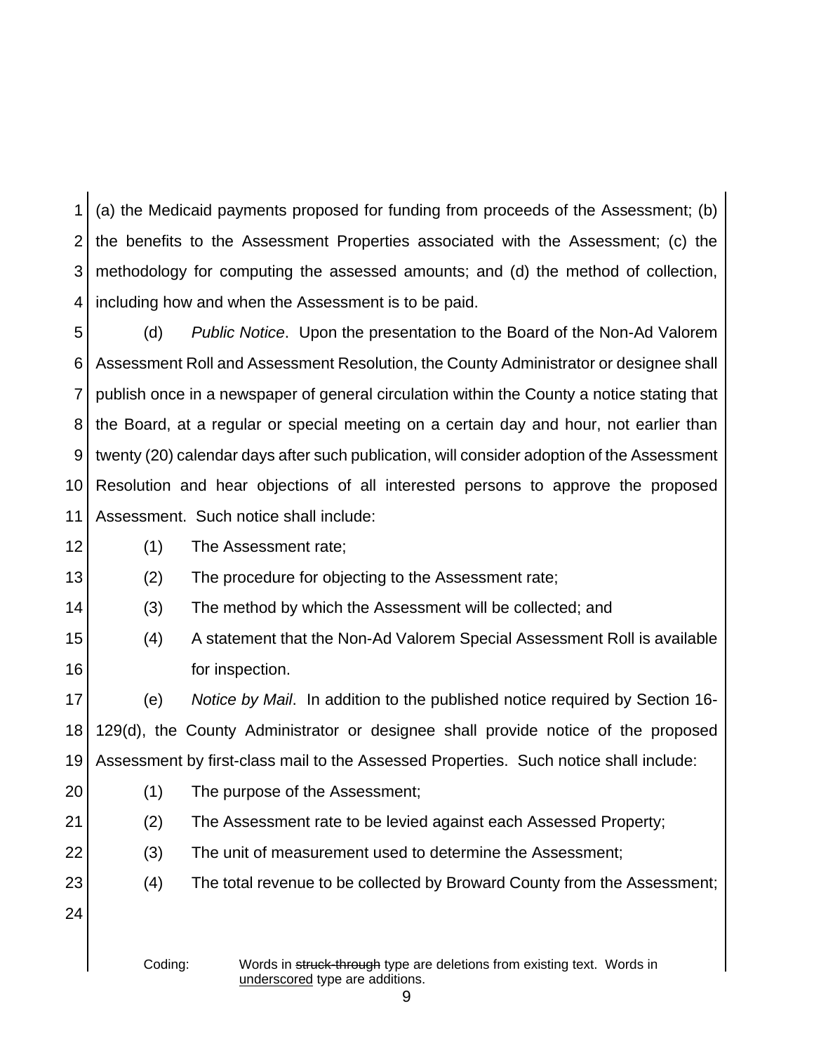(a) the Medicaid payments proposed for funding from proceeds of the Assessment; (b) the benefits to the Assessment Properties associated with the Assessment; (c) the methodology for computing the assessed amounts; and (d) the method of collection, including how and when the Assessment is to be paid.

(d) *Public Notice*. Upon the presentation to the Board of the Non-Ad Valorem Assessment Roll and Assessment Resolution, the County Administrator or designee shall publish once in a newspaper of general circulation within the County a notice stating that the Board, at a regular or special meeting on a certain day and hour, not earlier than twenty (20) calendar days after such publication, will consider adoption of the Assessment Resolution and hear objections of all interested persons to approve the proposed Assessment. Such notice shall include:

(1) The Assessment rate;

(2) The procedure for objecting to the Assessment rate;

(3) The method by which the Assessment will be collected; and

(4) A statement that the Non-Ad Valorem Special Assessment Roll is available for inspection.

(e) *Notice by Mail*. In addition to the published notice required by Section 16-129(d), the County Administrator or designee shall provide notice of the proposed Assessment by first-class mail to the Assessed Properties. Such notice shall include:

(1) The purpose of the Assessment;

(2) The Assessment rate to be levied against each Assessed Property;

(3) The unit of measurement used to determine the Assessment;

(4) The total revenue to be collected by Broward County from the Assessment;

Coding: Words in ~~struck-through~~ type are deletions from existing text. Words in underscored type are additions.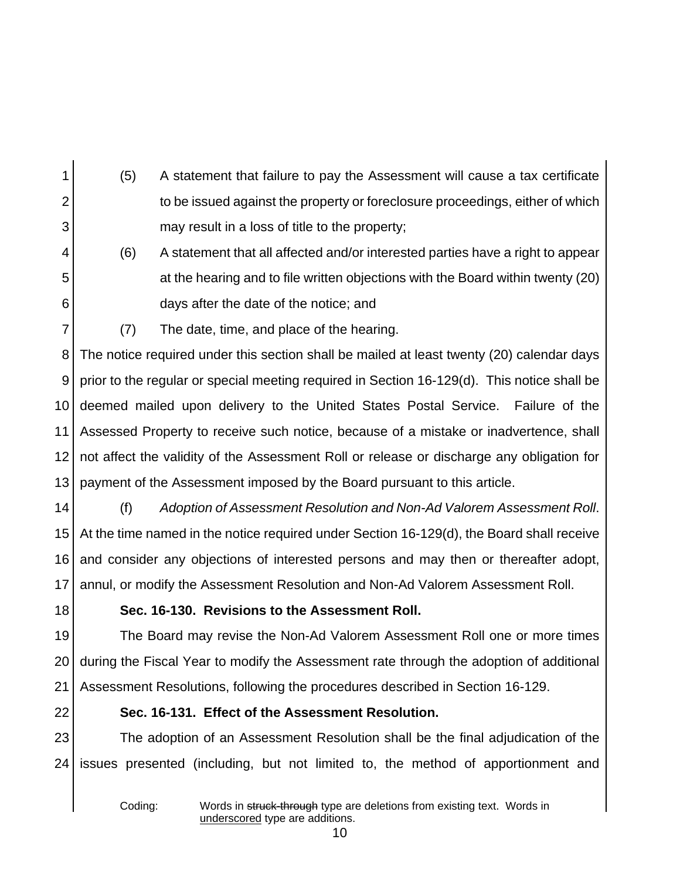(5) A statement that failure to pay the Assessment will cause a tax certificate to be issued against the property or foreclosure proceedings, either of which may result in a loss of title to the property;

(6) A statement that all affected and/or interested parties have a right to appear at the hearing and to file written objections with the Board within twenty (20) days after the date of the notice; and

(7) The date, time, and place of the hearing.

The notice required under this section shall be mailed at least twenty (20) calendar days prior to the regular or special meeting required in Section 16-129(d). This notice shall be deemed mailed upon delivery to the United States Postal Service. Failure of the Assessed Property to receive such notice, because of a mistake or inadvertence, shall not affect the validity of the Assessment Roll or release or discharge any obligation for payment of the Assessment imposed by the Board pursuant to this article.

(f) *Adoption of Assessment Resolution and Non-Ad Valorem Assessment Roll*. At the time named in the notice required under Section 16-129(d), the Board shall receive and consider any objections of interested persons and may then or thereafter adopt, annul, or modify the Assessment Resolution and Non-Ad Valorem Assessment Roll.

**Sec. 16-130. Revisions to the Assessment Roll.**

The Board may revise the Non-Ad Valorem Assessment Roll one or more times during the Fiscal Year to modify the Assessment rate through the adoption of additional Assessment Resolutions, following the procedures described in Section 16-129.

**Sec. 16-131. Effect of the Assessment Resolution.**

The adoption of an Assessment Resolution shall be the final adjudication of the issues presented (including, but not limited to, the method of apportionment and

Coding: Words in ~~struck-through~~ type are deletions from existing text. Words in underscored type are additions.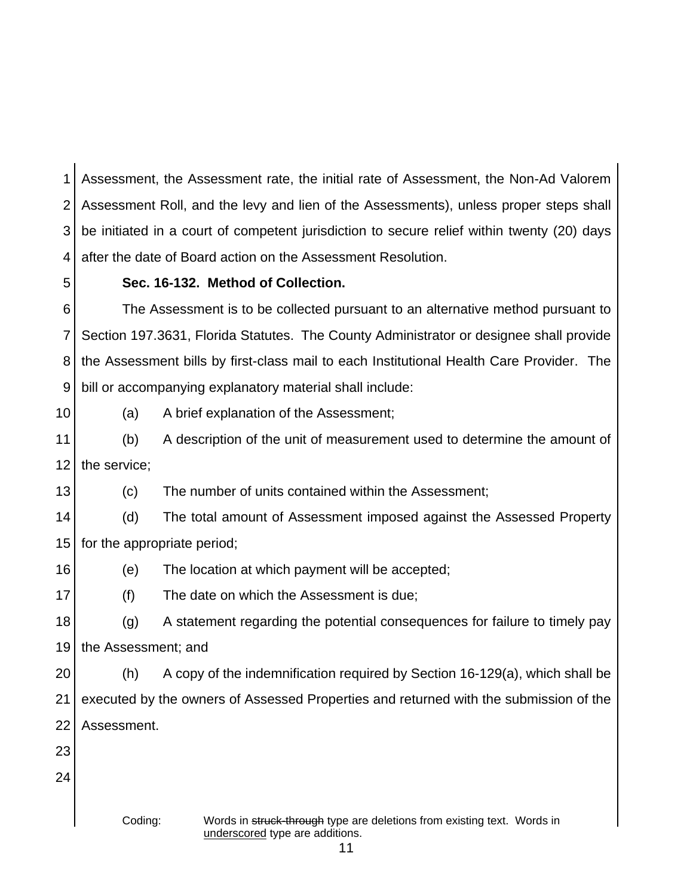Assessment, the Assessment rate, the initial rate of Assessment, the Non-Ad Valorem Assessment Roll, and the levy and lien of the Assessments), unless proper steps shall be initiated in a court of competent jurisdiction to secure relief within twenty (20) days after the date of Board action on the Assessment Resolution.

**Sec. 16-132. Method of Collection.**

The Assessment is to be collected pursuant to an alternative method pursuant to Section 197.3631, Florida Statutes. The County Administrator or designee shall provide the Assessment bills by first-class mail to each Institutional Health Care Provider. The bill or accompanying explanatory material shall include:

(a) A brief explanation of the Assessment;

(b) A description of the unit of measurement used to determine the amount of the service;

(c) The number of units contained within the Assessment;

(d) The total amount of Assessment imposed against the Assessed Property for the appropriate period;

(e) The location at which payment will be accepted;

(f) The date on which the Assessment is due;

(g) A statement regarding the potential consequences for failure to timely pay the Assessment; and

(h) A copy of the indemnification required by Section 16-129(a), which shall be executed by the owners of Assessed Properties and returned with the submission of the Assessment.

Coding: Words in ~~struck-through~~ type are deletions from existing text. Words in <u>underscored</u> type are additions.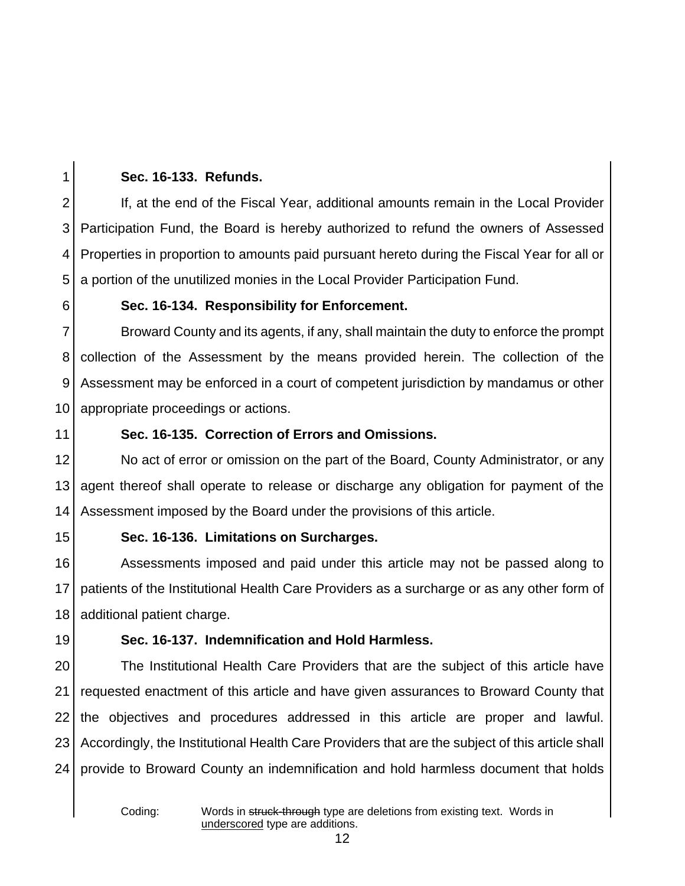**Sec. 16-133. Refunds.**

If, at the end of the Fiscal Year, additional amounts remain in the Local Provider Participation Fund, the Board is hereby authorized to refund the owners of Assessed Properties in proportion to amounts paid pursuant hereto during the Fiscal Year for all or a portion of the unutilized monies in the Local Provider Participation Fund.

**Sec. 16-134. Responsibility for Enforcement.**

Broward County and its agents, if any, shall maintain the duty to enforce the prompt collection of the Assessment by the means provided herein. The collection of the Assessment may be enforced in a court of competent jurisdiction by mandamus or other appropriate proceedings or actions.

**Sec. 16-135. Correction of Errors and Omissions.**

No act of error or omission on the part of the Board, County Administrator, or any agent thereof shall operate to release or discharge any obligation for payment of the Assessment imposed by the Board under the provisions of this article.

**Sec. 16-136. Limitations on Surcharges.**

Assessments imposed and paid under this article may not be passed along to patients of the Institutional Health Care Providers as a surcharge or as any other form of additional patient charge.

**Sec. 16-137. Indemnification and Hold Harmless.**

The Institutional Health Care Providers that are the subject of this article have requested enactment of this article and have given assurances to Broward County that the objectives and procedures addressed in this article are proper and lawful. Accordingly, the Institutional Health Care Providers that are the subject of this article shall provide to Broward County an indemnification and hold harmless document that holds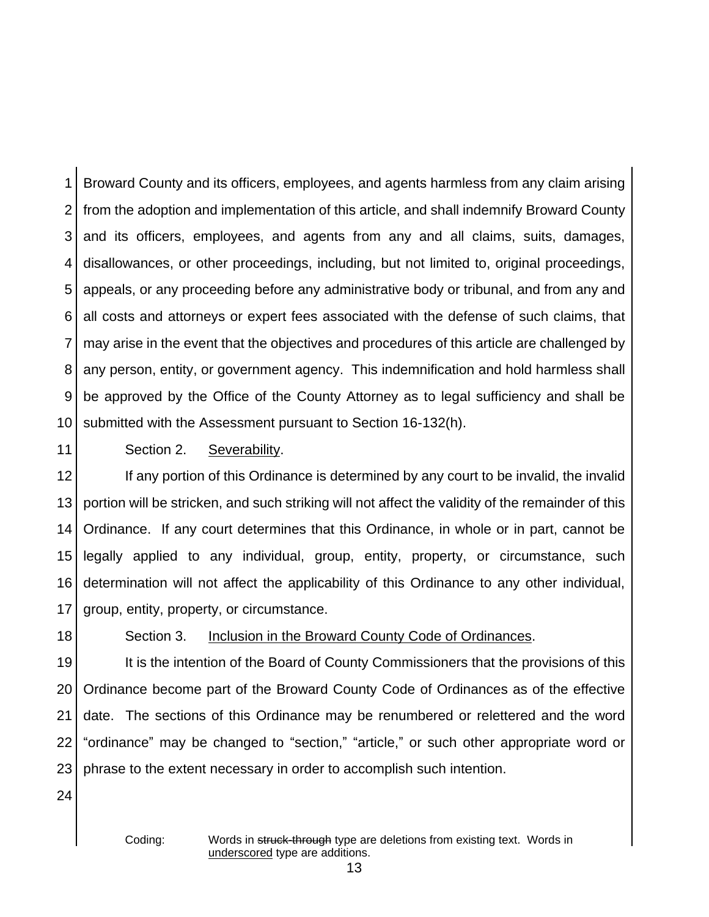Broward County and its officers, employees, and agents harmless from any claim arising from the adoption and implementation of this article, and shall indemnify Broward County and its officers, employees, and agents from any and all claims, suits, damages, disallowances, or other proceedings, including, but not limited to, original proceedings, appeals, or any proceeding before any administrative body or tribunal, and from any and all costs and attorneys or expert fees associated with the defense of such claims, that may arise in the event that the objectives and procedures of this article are challenged by any person, entity, or government agency. This indemnification and hold harmless shall be approved by the Office of the County Attorney as to legal sufficiency and shall be submitted with the Assessment pursuant to Section 16-132(h).

Section 2. Severability.

If any portion of this Ordinance is determined by any court to be invalid, the invalid portion will be stricken, and such striking will not affect the validity of the remainder of this Ordinance. If any court determines that this Ordinance, in whole or in part, cannot be legally applied to any individual, group, entity, property, or circumstance, such determination will not affect the applicability of this Ordinance to any other individual, group, entity, property, or circumstance.

Section 3. Inclusion in the Broward County Code of Ordinances.

It is the intention of the Board of County Commissioners that the provisions of this Ordinance become part of the Broward County Code of Ordinances as of the effective date. The sections of this Ordinance may be renumbered or relettered and the word "ordinance" may be changed to "section," "article," or such other appropriate word or phrase to the extent necessary in order to accomplish such intention.

Coding: Words in ~~struck-through~~ type are deletions from existing text. Words in underscored type are additions.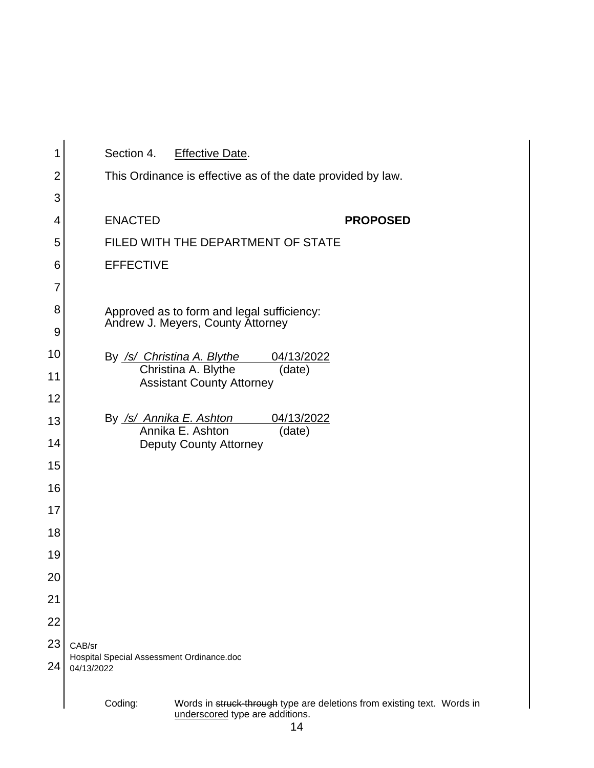Section 4. Effective Date.

This Ordinance is effective as of the date provided by law.

ENACTED **PROPOSED**

FILED WITH THE DEPARTMENT OF STATE

EFFECTIVE

Approved as to form and legal sufficiency:
Andrew J. Meyers, County Attorney

By */s/ Christina A. Blythe* 04/13/2022
Christina A. Blythe (date)
Assistant County Attorney

By */s/ Annika E. Ashton* 04/13/2022
Annika E. Ashton (date)
Deputy County Attorney

CAB/sr
Hospital Special Assessment Ordinance.doc
04/13/2022

Coding: Words in ~~struck-through~~ type are deletions from existing text. Words in underscored type are additions.